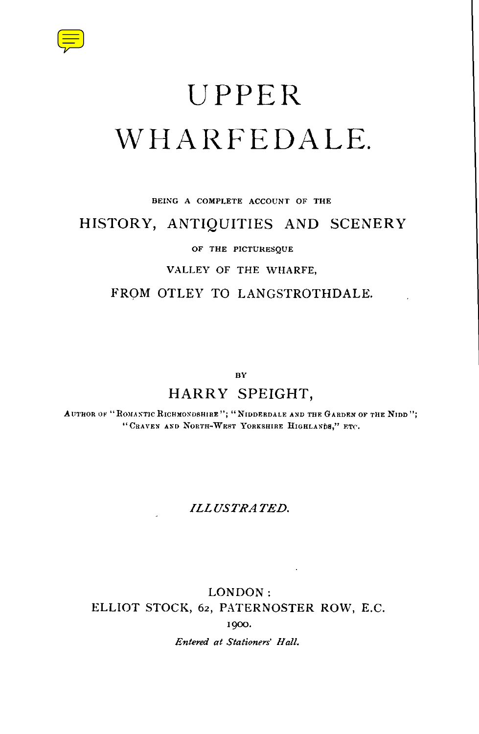# UPPER WHARFEDALE.

BEING A COMPLETE ACCOUNT OF THE

## HISTORY, ANTIQUITIES AND SCENERY

OF THE PICTURESQUE

VALLEY OF THE WHARFE,

FROM OTLEY TO LANGSTROTHDALE.

BY

HARRY SPEIGHT,

AUTHOR OF "ROMANTIC RICHMONDSHIRE"; "NIDDERDALE AND THE GARDEN OF THE NIDD"; "CRAVEN AND NORTH-WEST YORKSHIRE HIGHLANDS," ETC.

*ILLUSTRATED.*

LONDON:
ELLIOT STOCK, 62, PATERNOSTER ROW, E.C.
1900.

*Entered at Stationers' Hall.*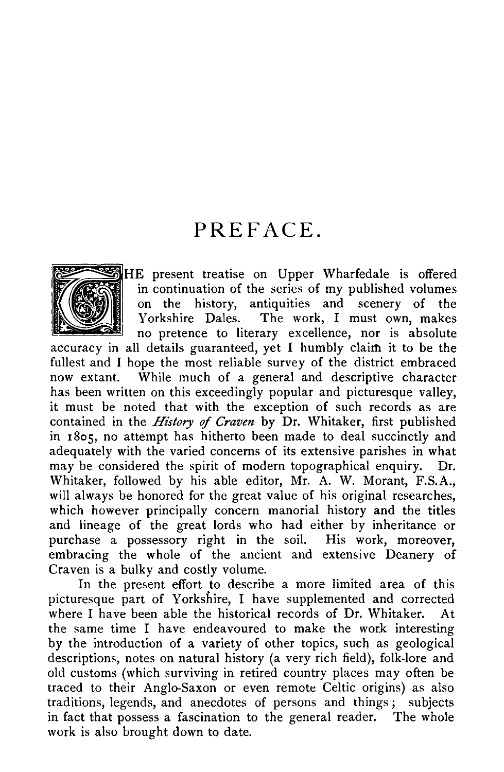# PREFACE.

THE present treatise on Upper Wharfedale is offered in continuation of the series of my published volumes on the history, antiquities and scenery of the Yorkshire Dales. The work, I must own, makes no pretence to literary excellence, nor is absolute accuracy in all details guaranteed, yet I humbly claim it to be the fullest and I hope the most reliable survey of the district embraced now extant. While much of a general and descriptive character has been written on this exceedingly popular and picturesque valley, it must be noted that with the exception of such records as are contained in the *History of Craven* by Dr. Whitaker, first published in 1805, no attempt has hitherto been made to deal succinctly and adequately with the varied concerns of its extensive parishes in what may be considered the spirit of modern topographical enquiry. Dr. Whitaker, followed by his able editor, Mr. A. W. Morant, F.S.A., will always be honored for the great value of his original researches, which however principally concern manorial history and the titles and lineage of the great lords who had either by inheritance or purchase a possessory right in the soil. His work, moreover, embracing the whole of the ancient and extensive Deanery of Craven is a bulky and costly volume.

In the present effort to describe a more limited area of this picturesque part of Yorkshire, I have supplemented and corrected where I have been able the historical records of Dr. Whitaker. At the same time I have endeavoured to make the work interesting by the introduction of a variety of other topics, such as geological descriptions, notes on natural history (a very rich field), folk-lore and old customs (which surviving in retired country places may often be traced to their Anglo-Saxon or even remote Celtic origins) as also traditions, legends, and anecdotes of persons and things; subjects in fact that possess a fascination to the general reader. The whole work is also brought down to date.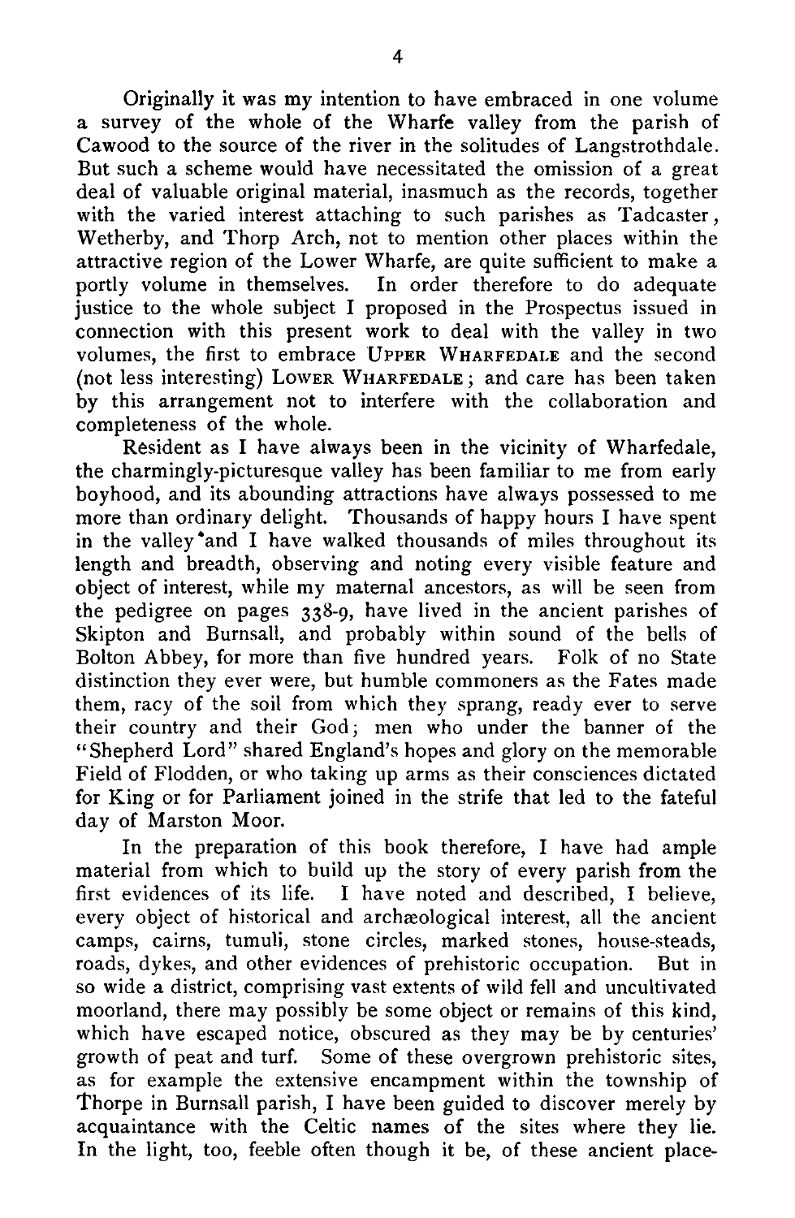Originally it was my intention to have embraced in one volume a survey of the whole of the Wharfe valley from the parish of Cawood to the source of the river in the solitudes of Langstrothdale. But such a scheme would have necessitated the omission of a great deal of valuable original material, inasmuch as the records, together with the varied interest attaching to such parishes as Tadcaster, Wetherby, and Thorp Arch, not to mention other places within the attractive region of the Lower Wharfe, are quite sufficient to make a portly volume in themselves. In order therefore to do adequate justice to the whole subject I proposed in the Prospectus issued in connection with this present work to deal with the valley in two volumes, the first to embrace Upper Wharfedale and the second (not less interesting) Lower Wharfedale; and care has been taken by this arrangement not to interfere with the collaboration and completeness of the whole.

Resident as I have always been in the vicinity of Wharfedale, the charmingly-picturesque valley has been familiar to me from early boyhood, and its abounding attractions have always possessed to me more than ordinary delight. Thousands of happy hours I have spent in the valley and I have walked thousands of miles throughout its length and breadth, observing and noting every visible feature and object of interest, while my maternal ancestors, as will be seen from the pedigree on pages 338-9, have lived in the ancient parishes of Skipton and Burnsall, and probably within sound of the bells of Bolton Abbey, for more than five hundred years. Folk of no State distinction they ever were, but humble commoners as the Fates made them, racy of the soil from which they sprang, ready ever to serve their country and their God; men who under the banner of the "Shepherd Lord" shared England's hopes and glory on the memorable Field of Flodden, or who taking up arms as their consciences dictated for King or for Parliament joined in the strife that led to the fateful day of Marston Moor.

In the preparation of this book therefore, I have had ample material from which to build up the story of every parish from the first evidences of its life. I have noted and described, I believe, every object of historical and archæological interest, all the ancient camps, cairns, tumuli, stone circles, marked stones, house-steads, roads, dykes, and other evidences of prehistoric occupation. But in so wide a district, comprising vast extents of wild fell and uncultivated moorland, there may possibly be some object or remains of this kind, which have escaped notice, obscured as they may be by centuries' growth of peat and turf. Some of these overgrown prehistoric sites, as for example the extensive encampment within the township of Thorpe in Burnsall parish, I have been guided to discover merely by acquaintance with the Celtic names of the sites where they lie. In the light, too, feeble often though it be, of these ancient place-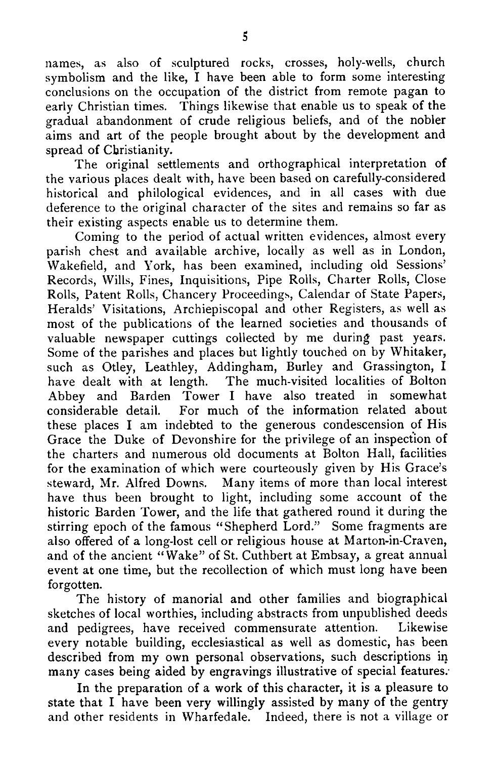names, as also of sculptured rocks, crosses, holy-wells, church symbolism and the like, I have been able to form some interesting conclusions on the occupation of the district from remote pagan to early Christian times. Things likewise that enable us to speak of the gradual abandonment of crude religious beliefs, and of the nobler aims and art of the people brought about by the development and spread of Christianity.

The original settlements and orthographical interpretation of the various places dealt with, have been based on carefully-considered historical and philological evidences, and in all cases with due deference to the original character of the sites and remains so far as their existing aspects enable us to determine them.

Coming to the period of actual written evidences, almost every parish chest and available archive, locally as well as in London, Wakefield, and York, has been examined, including old Sessions' Records, Wills, Fines, Inquisitions, Pipe Rolls, Charter Rolls, Close Rolls, Patent Rolls, Chancery Proceedings, Calendar of State Papers, Heralds' Visitations, Archiepiscopal and other Registers, as well as most of the publications of the learned societies and thousands of valuable newspaper cuttings collected by me during past years. Some of the parishes and places but lightly touched on by Whitaker, such as Otley, Leathley, Addingham, Burley and Grassington, I have dealt with at length. The much-visited localities of Bolton Abbey and Barden Tower I have also treated in somewhat considerable detail. For much of the information related about these places I am indebted to the generous condescension of His Grace the Duke of Devonshire for the privilege of an inspection of the charters and numerous old documents at Bolton Hall, facilities for the examination of which were courteously given by His Grace's steward, Mr. Alfred Downs. Many items of more than local interest have thus been brought to light, including some account of the historic Barden Tower, and the life that gathered round it during the stirring epoch of the famous "Shepherd Lord." Some fragments are also offered of a long-lost cell or religious house at Marton-in-Craven, and of the ancient "Wake" of St. Cuthbert at Embsay, a great annual event at one time, but the recollection of which must long have been forgotten.

The history of manorial and other families and biographical sketches of local worthies, including abstracts from unpublished deeds and pedigrees, have received commensurate attention. Likewise every notable building, ecclesiastical as well as domestic, has been described from my own personal observations, such descriptions in many cases being aided by engravings illustrative of special features.

In the preparation of a work of this character, it is a pleasure to state that I have been very willingly assisted by many of the gentry and other residents in Wharfedale. Indeed, there is not a village or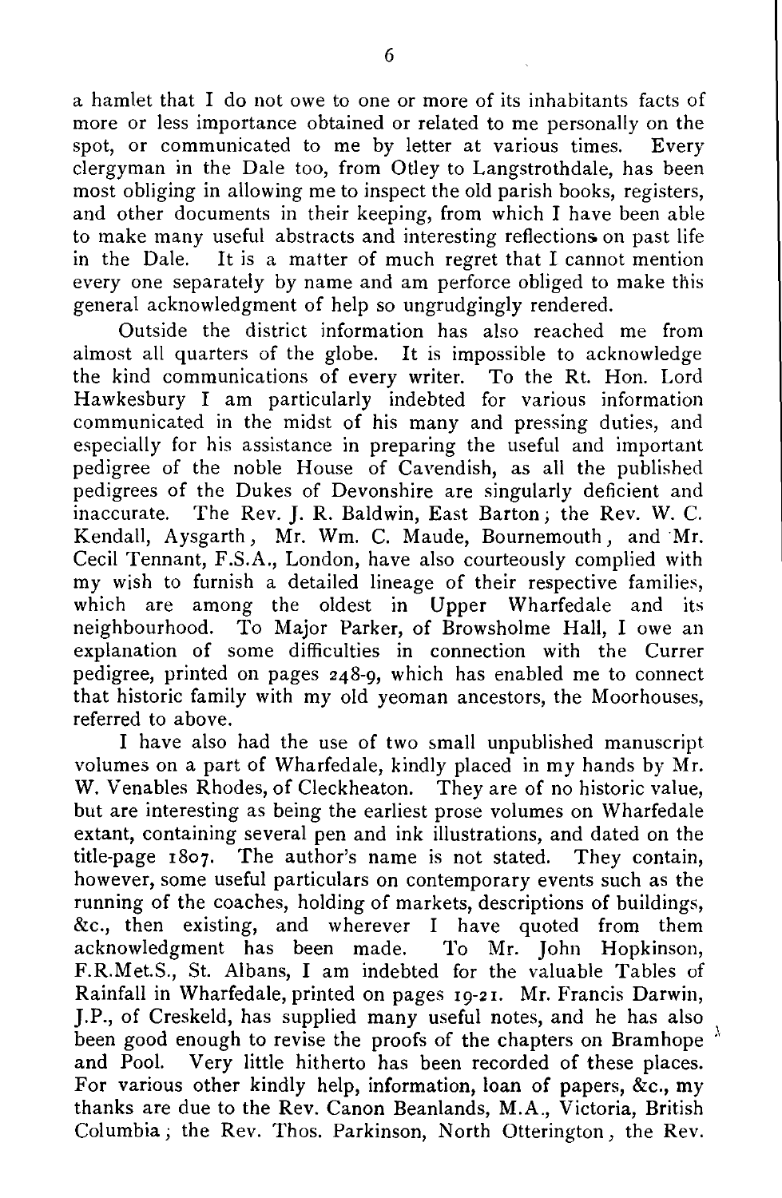a hamlet that I do not owe to one or more of its inhabitants facts of more or less importance obtained or related to me personally on the spot, or communicated to me by letter at various times. Every clergyman in the Dale too, from Otley to Langstrothdale, has been most obliging in allowing me to inspect the old parish books, registers, and other documents in their keeping, from which I have been able to make many useful abstracts and interesting reflections on past life in the Dale. It is a matter of much regret that I cannot mention every one separately by name and am perforce obliged to make this general acknowledgment of help so ungrudgingly rendered.

Outside the district information has also reached me from almost all quarters of the globe. It is impossible to acknowledge the kind communications of every writer. To the Rt. Hon. Lord Hawkesbury I am particularly indebted for various information communicated in the midst of his many and pressing duties, and especially for his assistance in preparing the useful and important pedigree of the noble House of Cavendish, as all the published pedigrees of the Dukes of Devonshire are singularly deficient and inaccurate. The Rev. J. R. Baldwin, East Barton; the Rev. W. C. Kendall, Aysgarth, Mr. Wm. C. Maude, Bournemouth, and Mr. Cecil Tennant, F.S.A., London, have also courteously complied with my wish to furnish a detailed lineage of their respective families, which are among the oldest in Upper Wharfedale and its neighbourhood. To Major Parker, of Browsholme Hall, I owe an explanation of some difficulties in connection with the Currer pedigree, printed on pages 248-9, which has enabled me to connect that historic family with my old yeoman ancestors, the Moorhouses, referred to above.

I have also had the use of two small unpublished manuscript volumes on a part of Wharfedale, kindly placed in my hands by Mr. W. Venables Rhodes, of Cleckheaton. They are of no historic value, but are interesting as being the earliest prose volumes on Wharfedale extant, containing several pen and ink illustrations, and dated on the title-page 1807. The author's name is not stated. They contain, however, some useful particulars on contemporary events such as the running of the coaches, holding of markets, descriptions of buildings, &c., then existing, and wherever I have quoted from them acknowledgment has been made. To Mr. John Hopkinson, F.R.Met.S., St. Albans, I am indebted for the valuable Tables of Rainfall in Wharfedale, printed on pages 19-21. Mr. Francis Darwin, J.P., of Creskeld, has supplied many useful notes, and he has also been good enough to revise the proofs of the chapters on Bramhope and Pool. Very little hitherto has been recorded of these places. For various other kindly help, information, loan of papers, &c., my thanks are due to the Rev. Canon Beanlands, M.A., Victoria, British Columbia; the Rev. Thos. Parkinson, North Otterington, the Rev.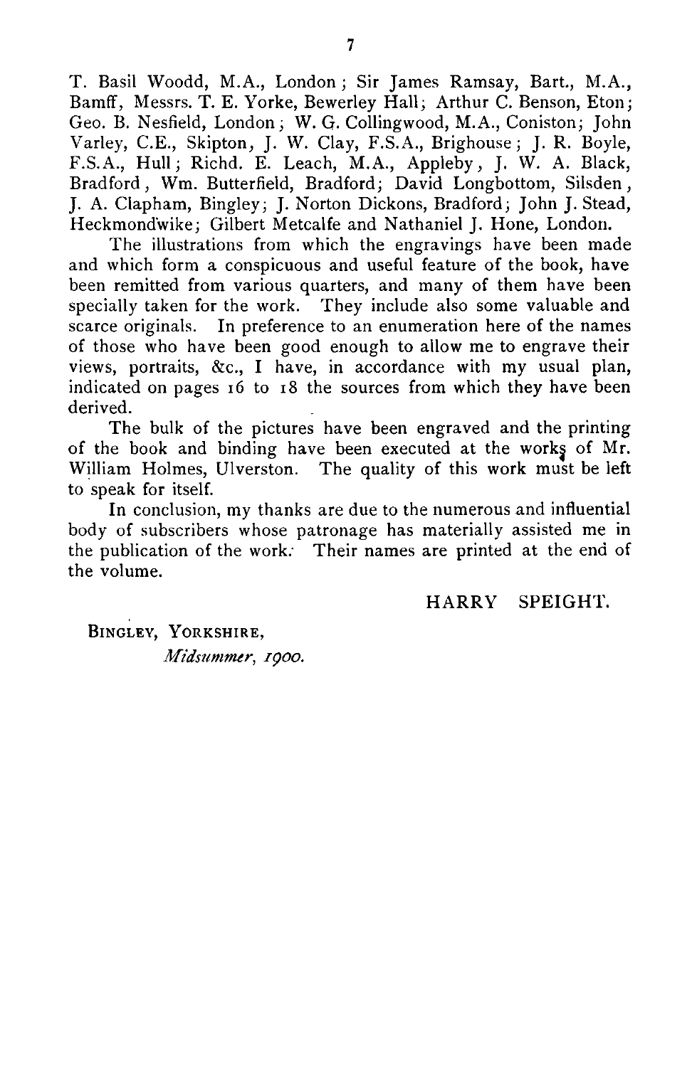T. Basil Woodd, M.A., London; Sir James Ramsay, Bart., M.A., Bamff, Messrs. T. E. Yorke, Bewerley Hall; Arthur C. Benson, Eton; Geo. B. Nesfield, London; W. G. Collingwood, M.A., Coniston; John Varley, C.E., Skipton, J. W. Clay, F.S.A., Brighouse; J. R. Boyle, F.S.A., Hull; Richd. E. Leach, M.A., Appleby, J. W. A. Black, Bradford, Wm. Butterfield, Bradford; David Longbottom, Silsden, J. A. Clapham, Bingley; J. Norton Dickons, Bradford; John J. Stead, Heckmondwike; Gilbert Metcalfe and Nathaniel J. Hone, London.

The illustrations from which the engravings have been made and which form a conspicuous and useful feature of the book, have been remitted from various quarters, and many of them have been specially taken for the work. They include also some valuable and scarce originals. In preference to an enumeration here of the names of those who have been good enough to allow me to engrave their views, portraits, &c., I have, in accordance with my usual plan, indicated on pages 16 to 18 the sources from which they have been derived.

The bulk of the pictures have been engraved and the printing of the book and binding have been executed at the works of Mr. William Holmes, Ulverston. The quality of this work must be left to speak for itself.

In conclusion, my thanks are due to the numerous and influential body of subscribers whose patronage has materially assisted me in the publication of the work. Their names are printed at the end of the volume.

HARRY SPEIGHT.

BINGLEY, YORKSHIRE,
*Midsummer, 1900.*